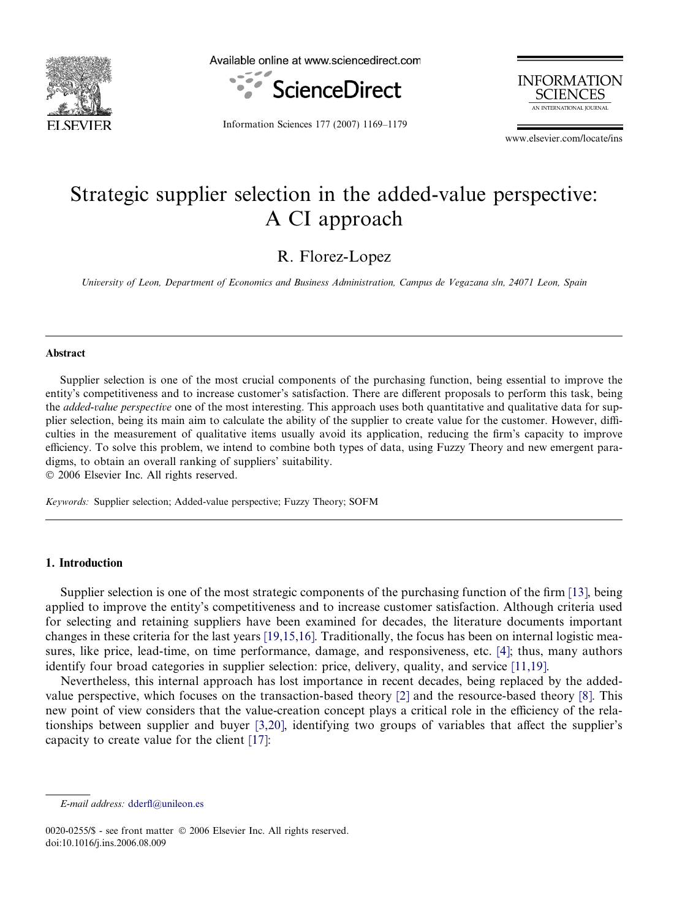# Strategic supplier selection in the added-value perspective: A CI approach

R. Florez-Lopez

*University of Leon, Department of Economics and Business Administration, Campus de Vegazana s/n, 24071 Leon, Spain*

## Abstract

Supplier selection is one of the most crucial components of the purchasing function, being essential to improve the entity's competitiveness and to increase customer's satisfaction. There are different proposals to perform this task, being the *added-value perspective* one of the most interesting. This approach uses both quantitative and qualitative data for supplier selection, being its main aim to calculate the ability of the supplier to create value for the customer. However, difficulties in the measurement of qualitative items usually avoid its application, reducing the firm's capacity to improve efficiency. To solve this problem, we intend to combine both types of data, using Fuzzy Theory and new emergent paradigms, to obtain an overall ranking of suppliers' suitability.

© 2006 Elsevier Inc. All rights reserved.

*Keywords:* Supplier selection; Added-value perspective; Fuzzy Theory; SOFM

## 1. Introduction

Supplier selection is one of the most strategic components of the purchasing function of the firm [13], being applied to improve the entity's competitiveness and to increase customer satisfaction. Although criteria used for selecting and retaining suppliers have been examined for decades, the literature documents important changes in these criteria for the last years [19,15,16]. Traditionally, the focus has been on internal logistic measures, like price, lead-time, on time performance, damage, and responsiveness, etc. [4]; thus, many authors identify four broad categories in supplier selection: price, delivery, quality, and service [11,19].

Nevertheless, this internal approach has lost importance in recent decades, being replaced by the added-value perspective, which focuses on the transaction-based theory [2] and the resource-based theory [8]. This new point of view considers that the value-creation concept plays a critical role in the efficiency of the relationships between supplier and buyer [3,20], identifying two groups of variables that affect the supplier's capacity to create value for the client [17]:

*E-mail address:* dderfl@unileon.es

0020-0255/$ - see front matter © 2006 Elsevier Inc. All rights reserved.
doi:10.1016/j.ins.2006.08.009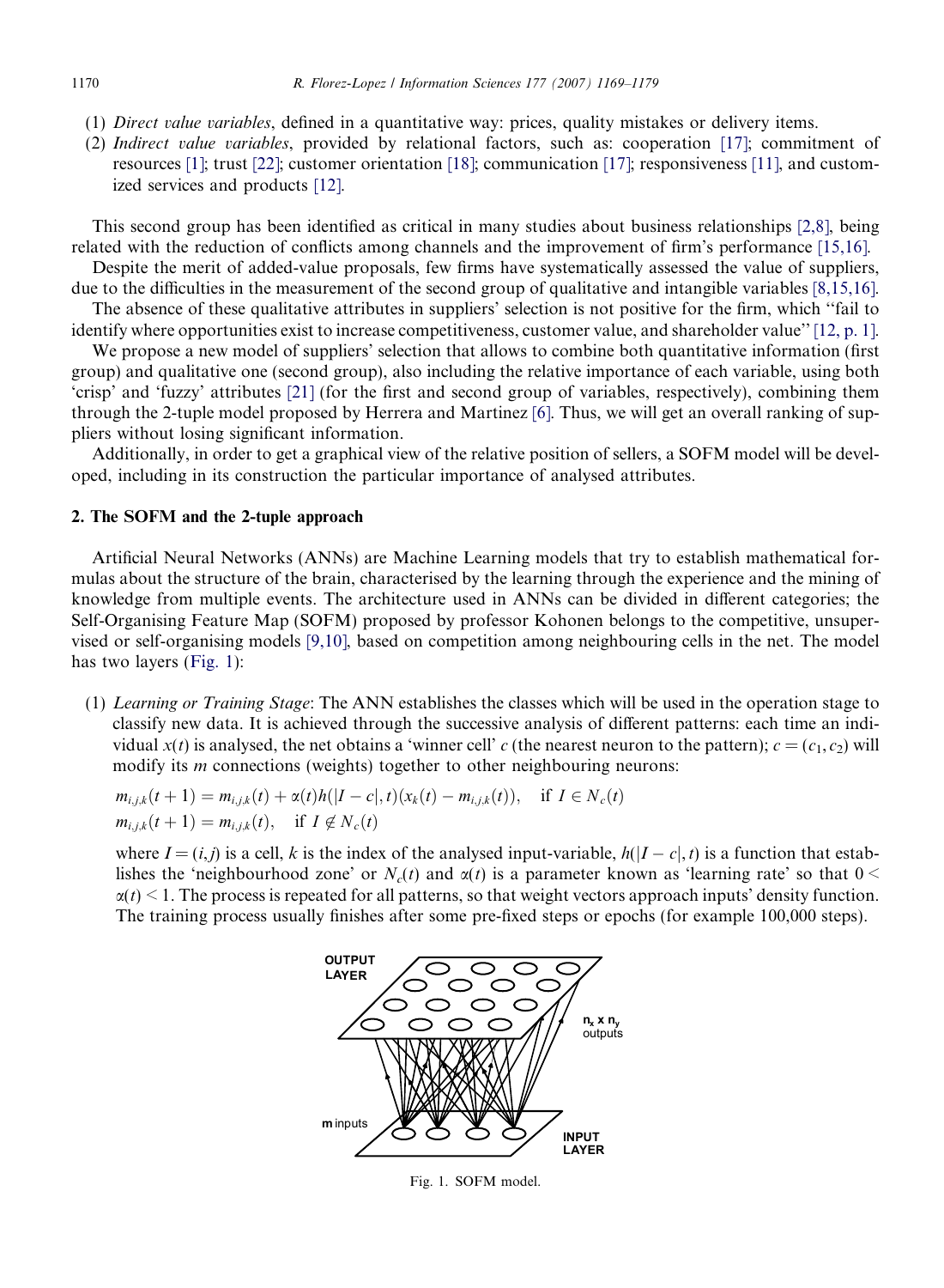(1) *Direct value variables*, defined in a quantitative way: prices, quality mistakes or delivery items.
(2) *Indirect value variables*, provided by relational factors, such as: cooperation [17]; commitment of resources [1]; trust [22]; customer orientation [18]; communication [17]; responsiveness [11], and customized services and products [12].

This second group has been identified as critical in many studies about business relationships [2,8], being related with the reduction of conflicts among channels and the improvement of firm's performance [15,16].

Despite the merit of added-value proposals, few firms have systematically assessed the value of suppliers, due to the difficulties in the measurement of the second group of qualitative and intangible variables [8,15,16].

The absence of these qualitative attributes in suppliers' selection is not positive for the firm, which "fail to identify where opportunities exist to increase competitiveness, customer value, and shareholder value" [12, p. 1].

We propose a new model of suppliers' selection that allows to combine both quantitative information (first group) and qualitative one (second group), also including the relative importance of each variable, using both 'crisp' and 'fuzzy' attributes [21] (for the first and second group of variables, respectively), combining them through the 2-tuple model proposed by Herrera and Martinez [6]. Thus, we will get an overall ranking of suppliers without losing significant information.

Additionally, in order to get a graphical view of the relative position of sellers, a SOFM model will be developed, including in its construction the particular importance of analysed attributes.

## 2. The SOFM and the 2-tuple approach

Artificial Neural Networks (ANNs) are Machine Learning models that try to establish mathematical formulas about the structure of the brain, characterised by the learning through the experience and the mining of knowledge from multiple events. The architecture used in ANNs can be divided in different categories; the Self-Organising Feature Map (SOFM) proposed by professor Kohonen belongs to the competitive, unsupervised or self-organising models [9,10], based on competition among neighbouring cells in the net. The model has two layers (Fig. 1):

(1) *Learning or Training Stage*: The ANN establishes the classes which will be used in the operation stage to classify new data. It is achieved through the successive analysis of different patterns: each time an individual $x(t)$ is analysed, the net obtains a 'winner cell' $c$ (the nearest neuron to the pattern); $c = (c_1, c_2)$ will modify its $m$ connections (weights) together to other neighbouring neurons:

$$m_{i,j,k}(t+1) = m_{i,j,k}(t) + \alpha(t)h(|I - c|, t)(x_k(t) - m_{i,j,k}(t)), \quad \text{if } I \in N_c(t)$$
$$m_{i,j,k}(t+1) = m_{i,j,k}(t), \quad \text{if } I \notin N_c(t)$$

where $I = (i,j)$ is a cell, $k$ is the index of the analysed input-variable, $h(|I - c|, t)$ is a function that establishes the 'neighbourhood zone' or $N_c(t)$ and $\alpha(t)$ is a parameter known as 'learning rate' so that $0 < \alpha(t) < 1$. The process is repeated for all patterns, so that weight vectors approach inputs' density function. The training process usually finishes after some pre-fixed steps or epochs (for example 100,000 steps).

OUTPUT LAYER

$n_x$ x $n_y$ outputs

**m** inputs

INPUT LAYER

Fig. 1. SOFM model.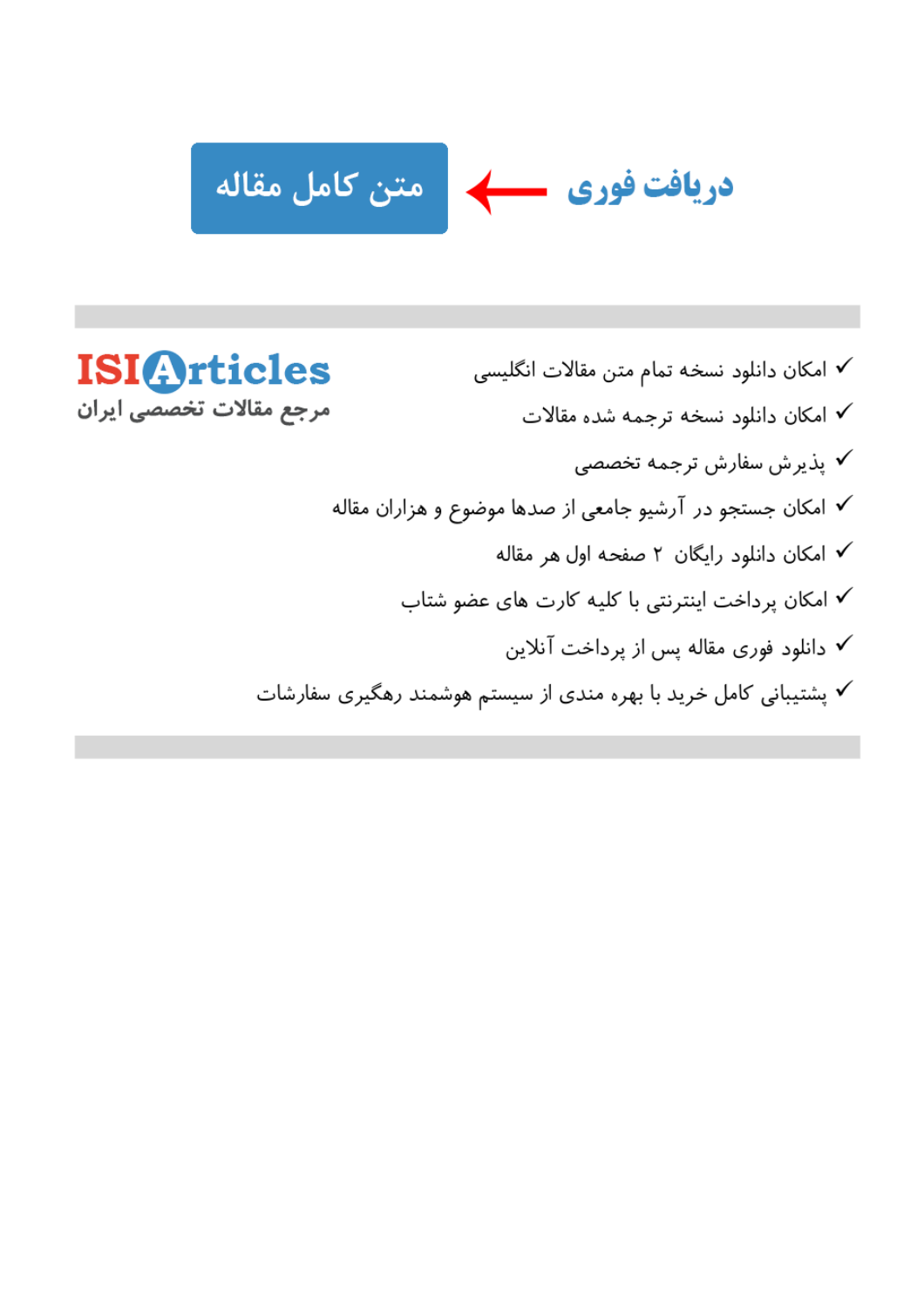دریافت فوری ← متن کامل مقاله

**ISIArticles**
مرجع مقالات تخصصی ایران

- ✓ امکان دانلود نسخه تمام متن مقالات انگلیسی
- ✓ امکان دانلود نسخه ترجمه شده مقالات
- ✓ پذیرش سفارش ترجمه تخصصی
- ✓ امکان جستجو در آرشیو جامعی از صدها موضوع و هزاران مقاله
- ✓ امکان دانلود رایگان ۲ صفحه اول هر مقاله
- ✓ امکان پرداخت اینترنتی با کلیه کارت های عضو شتاب
- ✓ دانلود فوری مقاله پس از پرداخت آنلاین
- ✓ پشتیبانی کامل خرید با بهره مندی از سیستم هوشمند رهگیری سفارشات